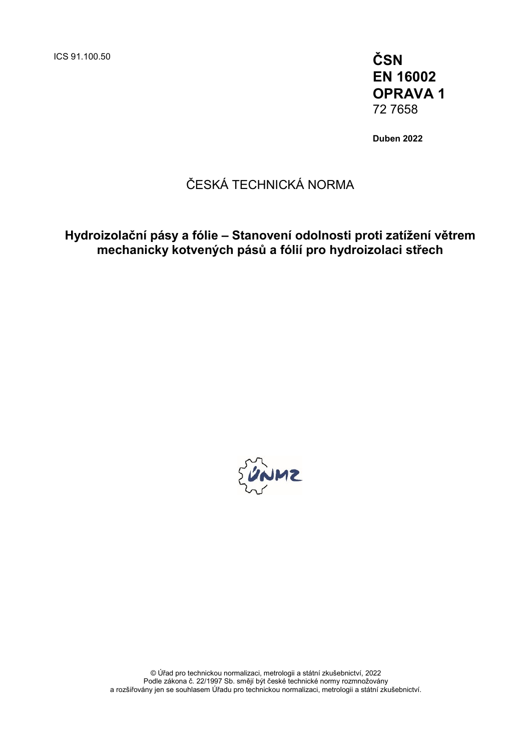ICS 91.100.50

**ČSN**
**EN 16002**
**OPRAVA 1**
72 7658

**Duben 2022**

ČESKÁ TECHNICKÁ NORMA

# Hydroizolační pásy a fólie – Stanovení odolnosti proti zatížení větrem mechanicky kotvených pásů a fólií pro hydroizolaci střech

© Úřad pro technickou normalizaci, metrologii a státní zkušebnictví, 2022
Podle zákona č. 22/1997 Sb. smějí být české technické normy rozmnožovány a rozšiřovány jen se souhlasem Úřadu pro technickou normalizaci, metrologii a státní zkušebnictví.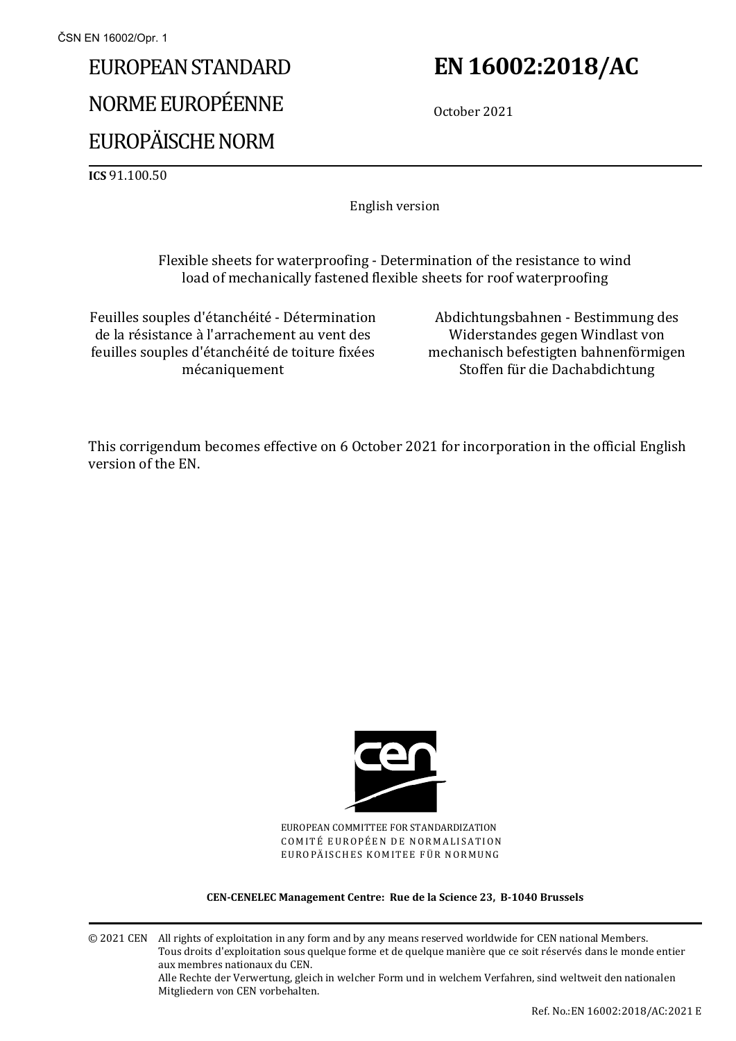ČSN EN 16002/Opr. 1

# EUROPEAN STANDARD
# NORME EUROPÉENNE
# EUROPÄISCHE NORM

# EN 16002:2018/AC

October 2021

**ICS** 91.100.50

English version

Flexible sheets for waterproofing - Determination of the resistance to wind load of mechanically fastened flexible sheets for roof waterproofing

Feuilles souples d'étanchéité - Détermination de la résistance à l'arrachement au vent des feuilles souples d'étanchéité de toiture fixées mécaniquement

Abdichtungsbahnen - Bestimmung des Widerstandes gegen Windlast von mechanisch befestigten bahnenförmigen Stoffen für die Dachabdichtung

This corrigendum becomes effective on 6 October 2021 for incorporation in the official English version of the EN.

EUROPEAN COMMITTEE FOR STANDARDIZATION
COMITÉ EUROPÉEN DE NORMALISATION
EUROPÄISCHES KOMITEE FÜR NORMUNG

**CEN-CENELEC Management Centre: Rue de la Science 23, B-1040 Brussels**

© 2021 CEN All rights of exploitation in any form and by any means reserved worldwide for CEN national Members.
Tous droits d'exploitation sous quelque forme et de quelque manière que ce soit réservés dans le monde entier aux membres nationaux du CEN.
Alle Rechte der Verwertung, gleich in welcher Form und in welchem Verfahren, sind weltweit den nationalen Mitgliedern von CEN vorbehalten.

Ref. No.:EN 16002:2018/AC:2021 E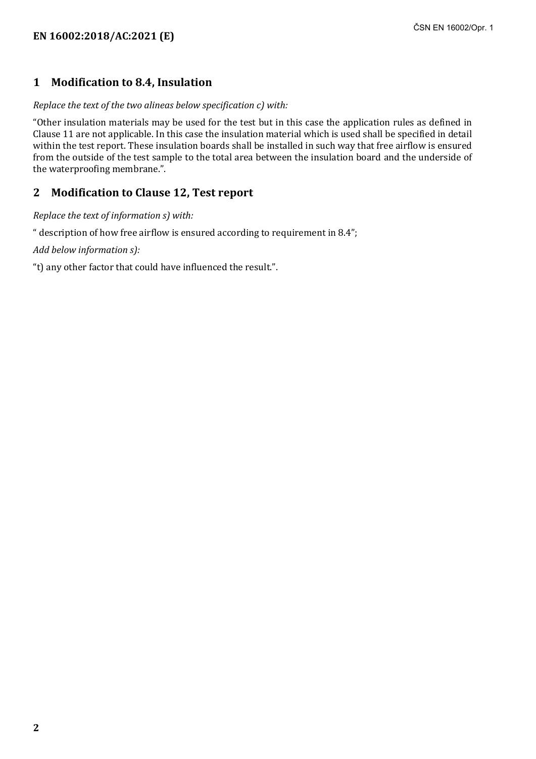## 1 Modification to 8.4, Insulation

*Replace the text of the two alineas below specification c) with:*

"Other insulation materials may be used for the test but in this case the application rules as defined in Clause 11 are not applicable. In this case the insulation material which is used shall be specified in detail within the test report. These insulation boards shall be installed in such way that free airflow is ensured from the outside of the test sample to the total area between the insulation board and the underside of the waterproofing membrane.".

## 2 Modification to Clause 12, Test report

*Replace the text of information s) with:*

" description of how free airflow is ensured according to requirement in 8.4";

*Add below information s):*

"t) any other factor that could have influenced the result.".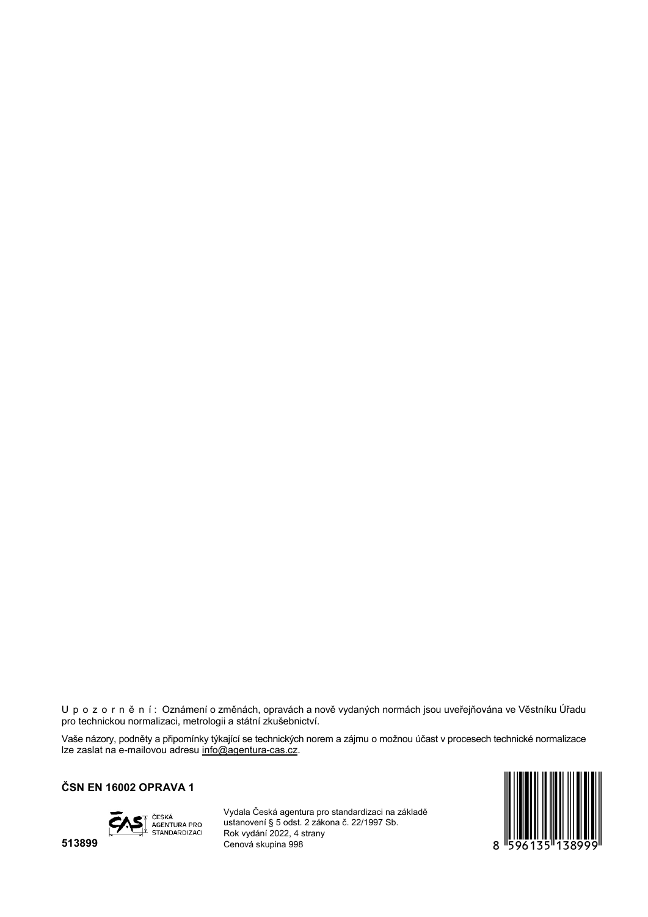U p o z o r n ě n í : Oznámení o změnách, opravách a nově vydaných normách jsou uveřejňována ve Věstníku Úřadu pro technickou normalizaci, metrologii a státní zkušebnictví.

Vaše názory, podněty a připomínky týkající se technických norem a zájmu o možnou účast v procesech technické normalizace lze zaslat na e-mailovou adresu info@agentura-cas.cz.

**ČSN EN 16002 OPRAVA 1**

ČESKÁ AGENTURA PRO STANDARDIZACI

Vydala Česká agentura pro standardizaci na základě ustanovení § 5 odst. 2 zákona č. 22/1997 Sb.
Rok vydání 2022, 4 strany
Cenová skupina 998

**513899**

8 596135 138999